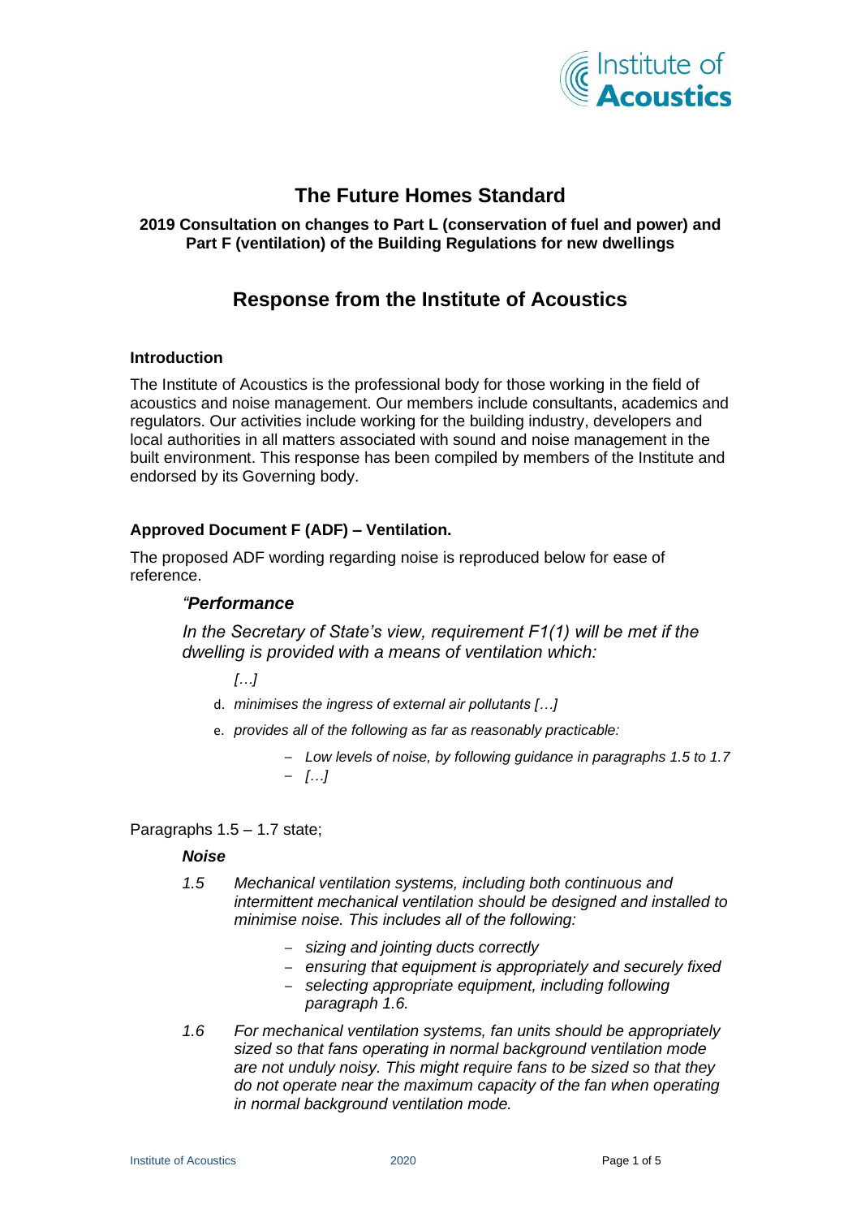# The Future Homes Standard

**2019 Consultation on changes to Part L (conservation of fuel and power) and Part F (ventilation) of the Building Regulations for new dwellings**

## Response from the Institute of Acoustics

### Introduction

The Institute of Acoustics is the professional body for those working in the field of acoustics and noise management. Our members include consultants, academics and regulators. Our activities include working for the building industry, developers and local authorities in all matters associated with sound and noise management in the built environment. This response has been compiled by members of the Institute and endorsed by its Governing body.

### Approved Document F (ADF) – Ventilation.

The proposed ADF wording regarding noise is reproduced below for ease of reference.

> *"**Performance***
>
> *In the Secretary of State's view, requirement F1(1) will be met if the dwelling is provided with a means of ventilation which:*
>
> *[…]*
>
> d. *minimises the ingress of external air pollutants […]*
>
> e. *provides all of the following as far as reasonably practicable:*
>
> - *Low levels of noise, by following guidance in paragraphs 1.5 to 1.7*
> - *[…]*

Paragraphs 1.5 – 1.7 state;

> ***Noise***
>
> *1.5 Mechanical ventilation systems, including both continuous and intermittent mechanical ventilation should be designed and installed to minimise noise. This includes all of the following:*
>
> - *sizing and jointing ducts correctly*
> - *ensuring that equipment is appropriately and securely fixed*
> - *selecting appropriate equipment, including following paragraph 1.6.*
>
> *1.6 For mechanical ventilation systems, fan units should be appropriately sized so that fans operating in normal background ventilation mode are not unduly noisy. This might require fans to be sized so that they do not operate near the maximum capacity of the fan when operating in normal background ventilation mode.*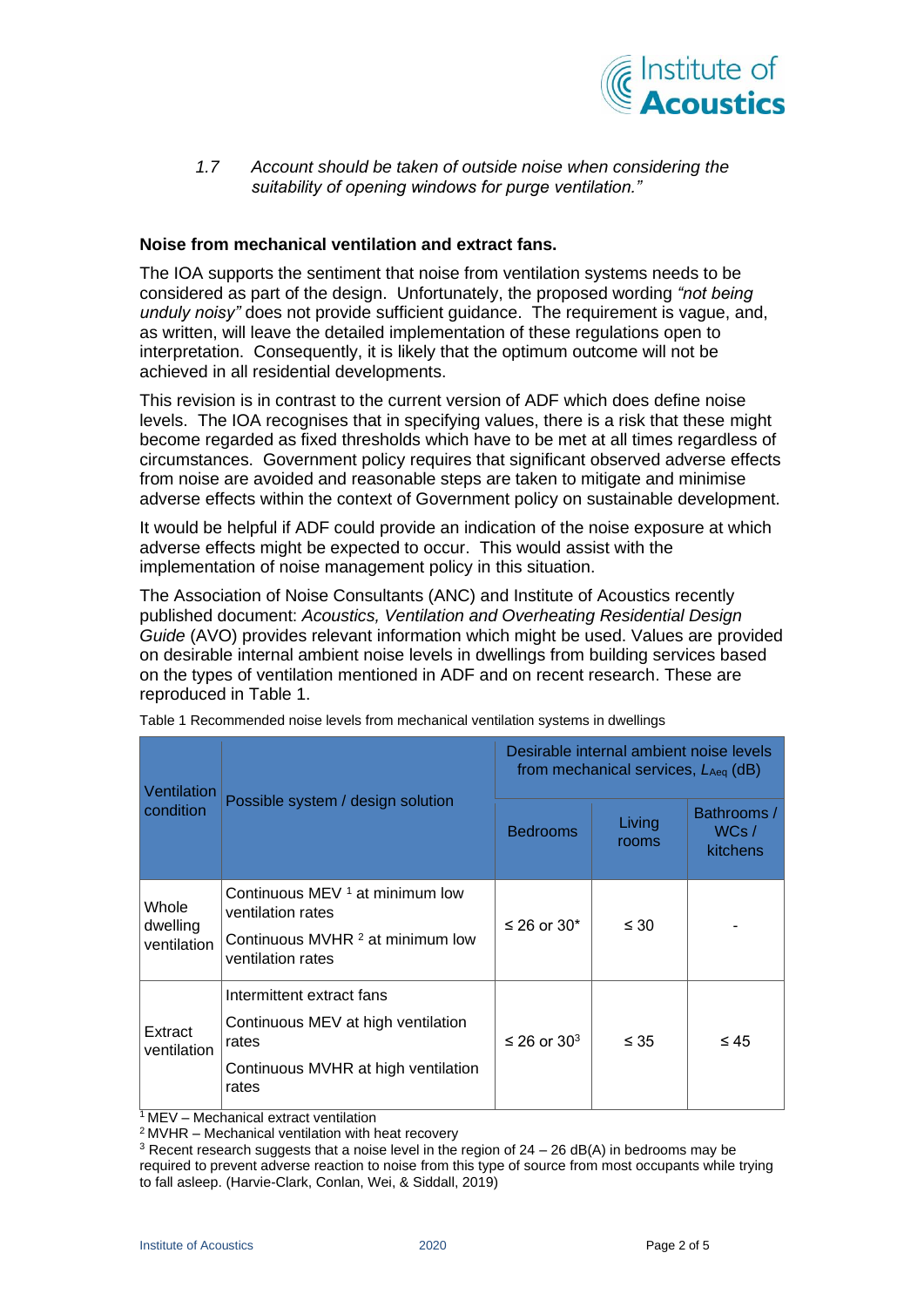> 1.7 *Account should be taken of outside noise when considering the suitability of opening windows for purge ventilation."*

**Noise from mechanical ventilation and extract fans.**

The IOA supports the sentiment that noise from ventilation systems needs to be considered as part of the design. Unfortunately, the proposed wording *"not being unduly noisy"* does not provide sufficient guidance. The requirement is vague, and, as written, will leave the detailed implementation of these regulations open to interpretation. Consequently, it is likely that the optimum outcome will not be achieved in all residential developments.

This revision is in contrast to the current version of ADF which does define noise levels. The IOA recognises that in specifying values, there is a risk that these might become regarded as fixed thresholds which have to be met at all times regardless of circumstances. Government policy requires that significant observed adverse effects from noise are avoided and reasonable steps are taken to mitigate and minimise adverse effects within the context of Government policy on sustainable development.

It would be helpful if ADF could provide an indication of the noise exposure at which adverse effects might be expected to occur. This would assist with the implementation of noise management policy in this situation.

The Association of Noise Consultants (ANC) and Institute of Acoustics recently published document: *Acoustics, Ventilation and Overheating Residential Design Guide* (AVO) provides relevant information which might be used. Values are provided on desirable internal ambient noise levels in dwellings from building services based on the types of ventilation mentioned in ADF and on recent research. These are reproduced in Table 1.

Table 1 Recommended noise levels from mechanical ventilation systems in dwellings

| Ventilation condition | Possible system / design solution | Desirable internal ambient noise levels from mechanical services, $L_{Aeq}$ (dB) | | |
|---|---|---|---|---|
| | | Bedrooms | Living rooms | Bathrooms / WCs / kitchens |
| Whole dwelling ventilation | Continuous MEV [1] at minimum low ventilation rates<br>Continuous MVHR [2] at minimum low ventilation rates | ≤ 26 or 30* | ≤ 30 | - |
| Extract ventilation | Intermittent extract fans<br>Continuous MEV at high ventilation rates<br>Continuous MVHR at high ventilation rates | ≤ 26 or 30[3] | ≤ 35 | ≤ 45 |

[1] MEV – Mechanical extract ventilation
[2] MVHR – Mechanical ventilation with heat recovery
[3] Recent research suggests that a noise level in the region of 24 – 26 dB(A) in bedrooms may be required to prevent adverse reaction to noise from this type of source from most occupants while trying to fall asleep. (Harvie-Clark, Conlan, Wei, & Siddall, 2019)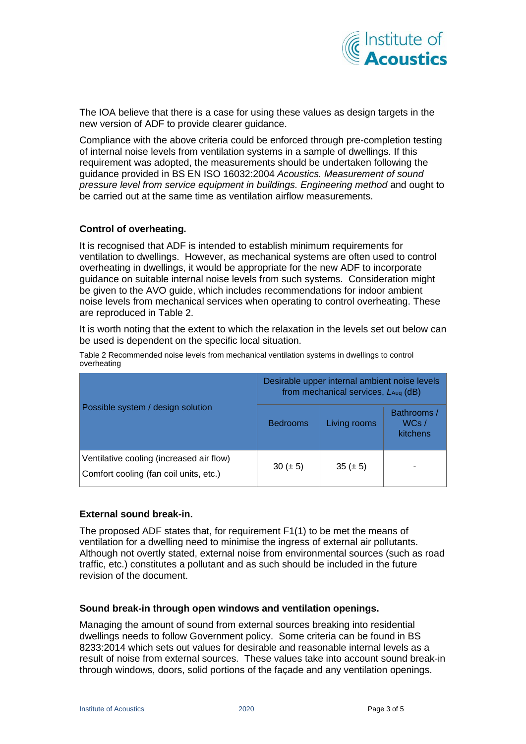The IOA believe that there is a case for using these values as design targets in the new version of ADF to provide clearer guidance.

Compliance with the above criteria could be enforced through pre-completion testing of internal noise levels from ventilation systems in a sample of dwellings. If this requirement was adopted, the measurements should be undertaken following the guidance provided in BS EN ISO 16032:2004 *Acoustics. Measurement of sound pressure level from service equipment in buildings. Engineering method* and ought to be carried out at the same time as ventilation airflow measurements.

**Control of overheating.**

It is recognised that ADF is intended to establish minimum requirements for ventilation to dwellings. However, as mechanical systems are often used to control overheating in dwellings, it would be appropriate for the new ADF to incorporate guidance on suitable internal noise levels from such systems. Consideration might be given to the AVO guide, which includes recommendations for indoor ambient noise levels from mechanical services when operating to control overheating. These are reproduced in Table 2.

It is worth noting that the extent to which the relaxation in the levels set out below can be used is dependent on the specific local situation.

Table 2 Recommended noise levels from mechanical ventilation systems in dwellings to control overheating

| Possible system / design solution | Desirable upper internal ambient noise levels from mechanical services, $L_{Aeq}$ (dB) | | |
|---|---|---|---|
| | Bedrooms | Living rooms | Bathrooms / WCs / kitchens |
| Ventilative cooling (increased air flow)<br>Comfort cooling (fan coil units, etc.) | 30 (± 5) | 35 (± 5) | - |

**External sound break-in.**

The proposed ADF states that, for requirement F1(1) to be met the means of ventilation for a dwelling need to minimise the ingress of external air pollutants. Although not overtly stated, external noise from environmental sources (such as road traffic, etc.) constitutes a pollutant and as such should be included in the future revision of the document.

**Sound break-in through open windows and ventilation openings.**

Managing the amount of sound from external sources breaking into residential dwellings needs to follow Government policy. Some criteria can be found in BS 8233:2014 which sets out values for desirable and reasonable internal levels as a result of noise from external sources. These values take into account sound break-in through windows, doors, solid portions of the façade and any ventilation openings.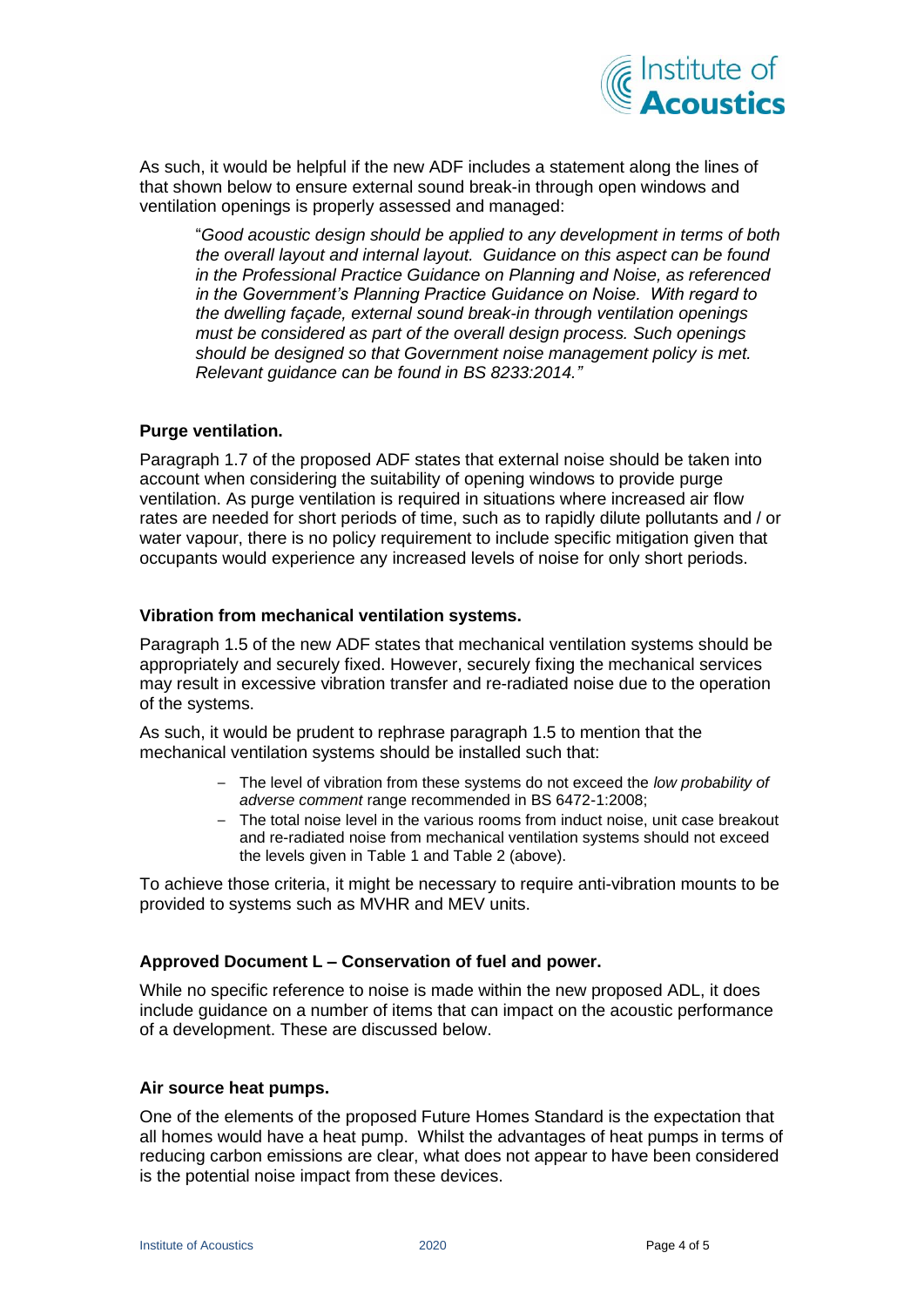As such, it would be helpful if the new ADF includes a statement along the lines of that shown below to ensure external sound break-in through open windows and ventilation openings is properly assessed and managed:

> "*Good acoustic design should be applied to any development in terms of both the overall layout and internal layout. Guidance on this aspect can be found in the Professional Practice Guidance on Planning and Noise, as referenced in the Government's Planning Practice Guidance on Noise. With regard to the dwelling façade, external sound break-in through ventilation openings must be considered as part of the overall design process. Such openings should be designed so that Government noise management policy is met. Relevant guidance can be found in BS 8233:2014.*"

### Purge ventilation.

Paragraph 1.7 of the proposed ADF states that external noise should be taken into account when considering the suitability of opening windows to provide purge ventilation. As purge ventilation is required in situations where increased air flow rates are needed for short periods of time, such as to rapidly dilute pollutants and / or water vapour, there is no policy requirement to include specific mitigation given that occupants would experience any increased levels of noise for only short periods.

### Vibration from mechanical ventilation systems.

Paragraph 1.5 of the new ADF states that mechanical ventilation systems should be appropriately and securely fixed. However, securely fixing the mechanical services may result in excessive vibration transfer and re-radiated noise due to the operation of the systems.

As such, it would be prudent to rephrase paragraph 1.5 to mention that the mechanical ventilation systems should be installed such that:

- The level of vibration from these systems do not exceed the *low probability of adverse comment* range recommended in BS 6472-1:2008;
- The total noise level in the various rooms from induct noise, unit case breakout and re-radiated noise from mechanical ventilation systems should not exceed the levels given in Table 1 and Table 2 (above).

To achieve those criteria, it might be necessary to require anti-vibration mounts to be provided to systems such as MVHR and MEV units.

### Approved Document L – Conservation of fuel and power.

While no specific reference to noise is made within the new proposed ADL, it does include guidance on a number of items that can impact on the acoustic performance of a development. These are discussed below.

### Air source heat pumps.

One of the elements of the proposed Future Homes Standard is the expectation that all homes would have a heat pump. Whilst the advantages of heat pumps in terms of reducing carbon emissions are clear, what does not appear to have been considered is the potential noise impact from these devices.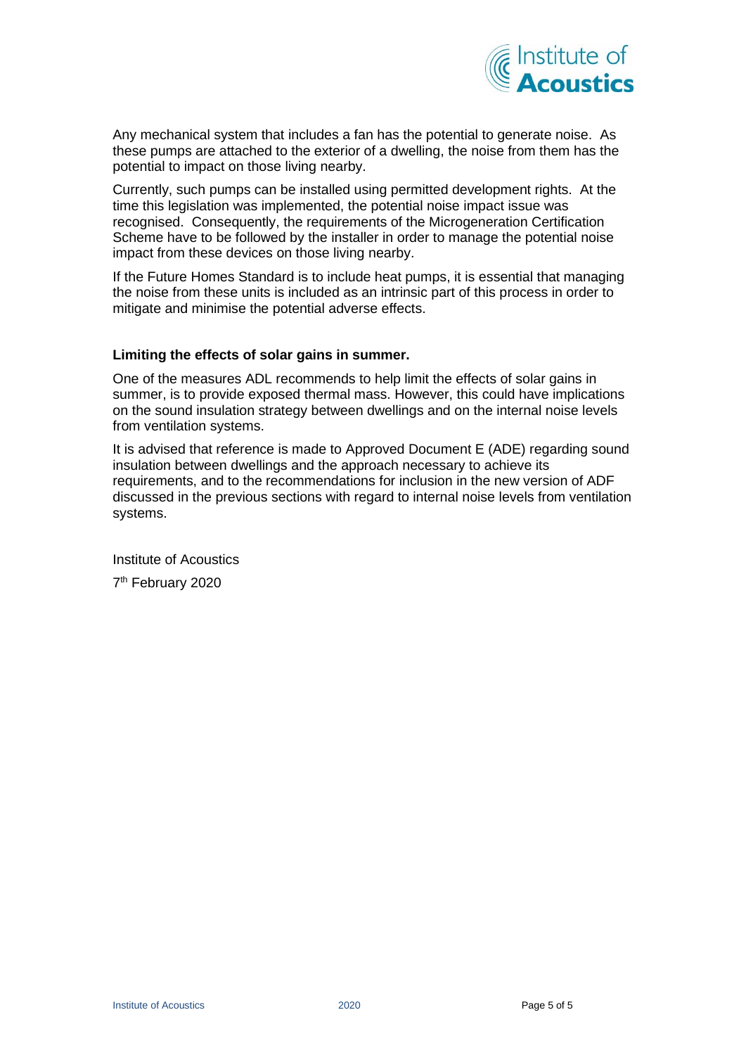Any mechanical system that includes a fan has the potential to generate noise. As these pumps are attached to the exterior of a dwelling, the noise from them has the potential to impact on those living nearby.

Currently, such pumps can be installed using permitted development rights. At the time this legislation was implemented, the potential noise impact issue was recognised. Consequently, the requirements of the Microgeneration Certification Scheme have to be followed by the installer in order to manage the potential noise impact from these devices on those living nearby.

If the Future Homes Standard is to include heat pumps, it is essential that managing the noise from these units is included as an intrinsic part of this process in order to mitigate and minimise the potential adverse effects.

**Limiting the effects of solar gains in summer.**

One of the measures ADL recommends to help limit the effects of solar gains in summer, is to provide exposed thermal mass. However, this could have implications on the sound insulation strategy between dwellings and on the internal noise levels from ventilation systems.

It is advised that reference is made to Approved Document E (ADE) regarding sound insulation between dwellings and the approach necessary to achieve its requirements, and to the recommendations for inclusion in the new version of ADF discussed in the previous sections with regard to internal noise levels from ventilation systems.

Institute of Acoustics

7th February 2020